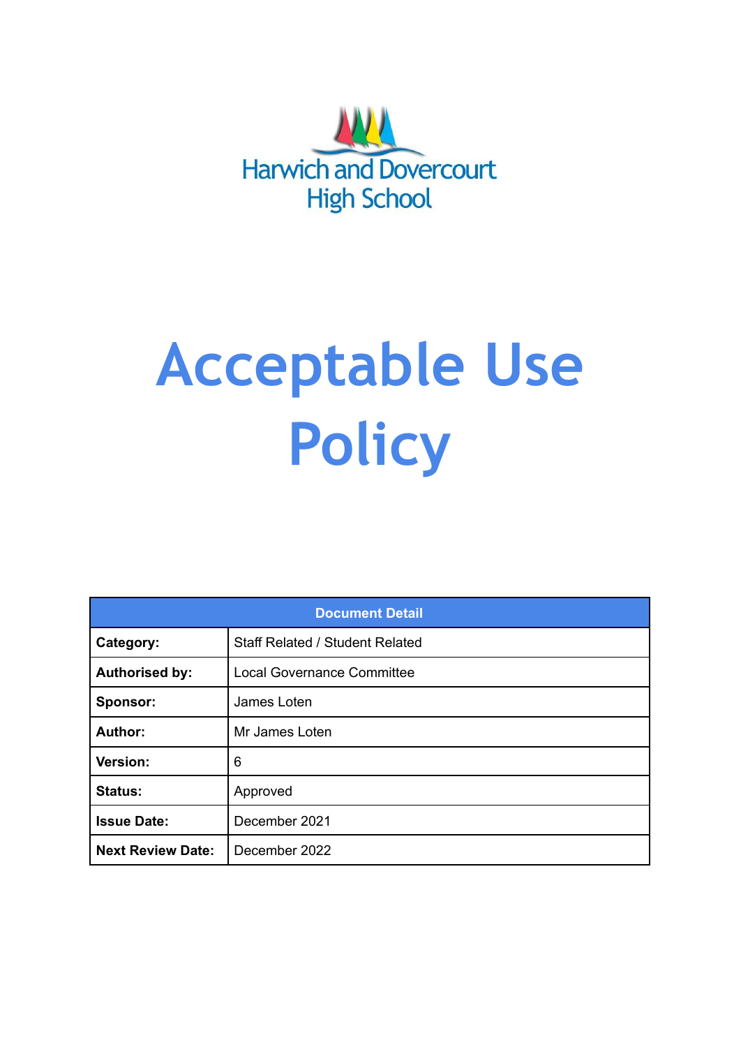Harwich and Dovercourt High School

# Acceptable Use Policy

| Document Detail | |
|---|---|
| **Category:** | Staff Related / Student Related |
| **Authorised by:** | Local Governance Committee |
| **Sponsor:** | James Loten |
| **Author:** | Mr James Loten |
| **Version:** | 6 |
| **Status:** | Approved |
| **Issue Date:** | December 2021 |
| **Next Review Date:** | December 2022 |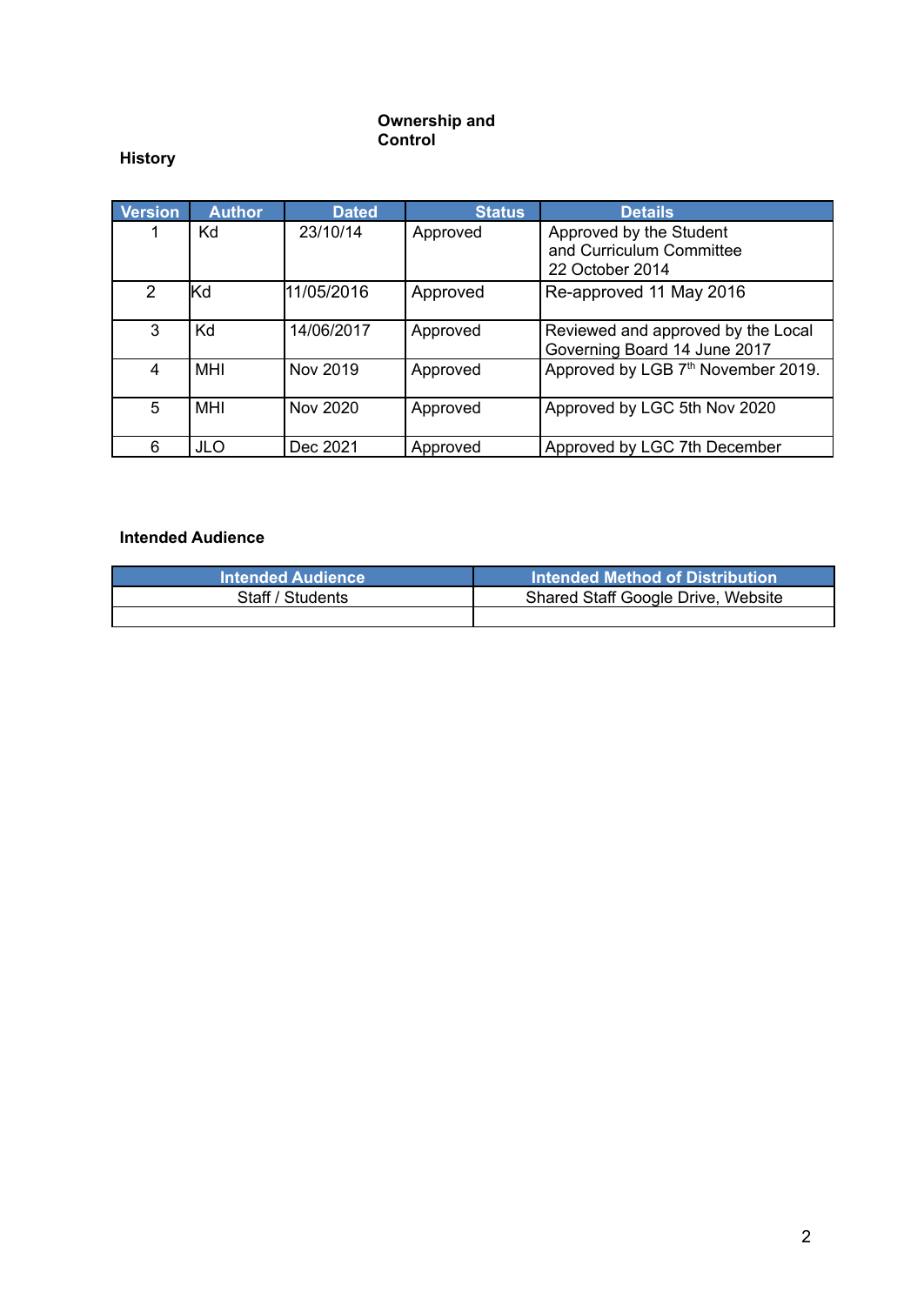## Ownership and Control

### History

| Version | Author | Dated | Status | Details |
|---|---|---|---|---|
| 1 | Kd | 23/10/14 | Approved | Approved by the Student and Curriculum Committee 22 October 2014 |
| 2 | Kd | 11/05/2016 | Approved | Re-approved 11 May 2016 |
| 3 | Kd | 14/06/2017 | Approved | Reviewed and approved by the Local Governing Board 14 June 2017 |
| 4 | MHI | Nov 2019 | Approved | Approved by LGB 7th November 2019. |
| 5 | MHI | Nov 2020 | Approved | Approved by LGC 5th Nov 2020 |
| 6 | JLO | Dec 2021 | Approved | Approved by LGC 7th December |

### Intended Audience

| Intended Audience | Intended Method of Distribution |
|---|---|
| Staff / Students | Shared Staff Google Drive, Website |
| | |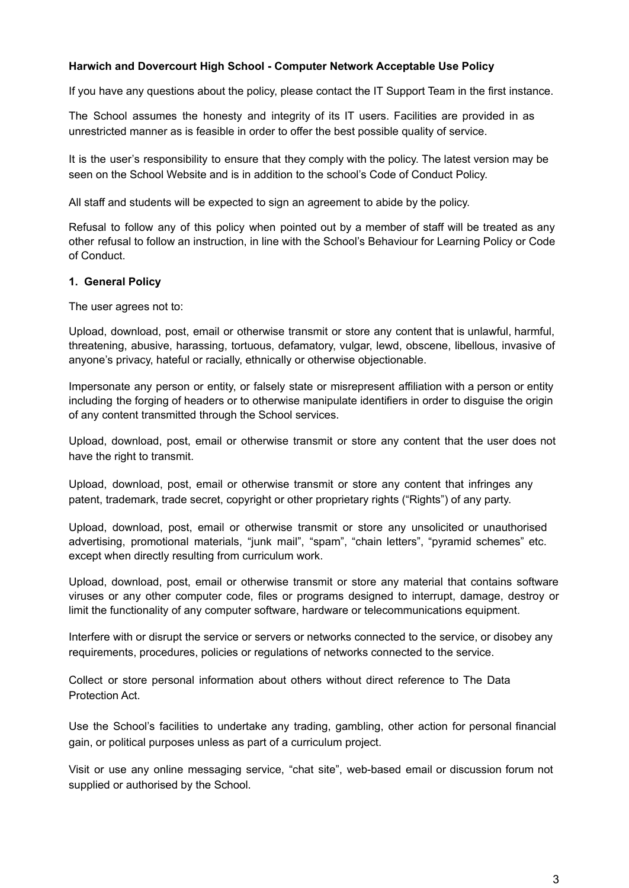**Harwich and Dovercourt High School - Computer Network Acceptable Use Policy**

If you have any questions about the policy, please contact the IT Support Team in the first instance.

The School assumes the honesty and integrity of its IT users. Facilities are provided in as unrestricted manner as is feasible in order to offer the best possible quality of service.

It is the user's responsibility to ensure that they comply with the policy. The latest version may be seen on the School Website and is in addition to the school's Code of Conduct Policy.

All staff and students will be expected to sign an agreement to abide by the policy.

Refusal to follow any of this policy when pointed out by a member of staff will be treated as any other refusal to follow an instruction, in line with the School's Behaviour for Learning Policy or Code of Conduct.

**1. General Policy**

The user agrees not to:

Upload, download, post, email or otherwise transmit or store any content that is unlawful, harmful, threatening, abusive, harassing, tortuous, defamatory, vulgar, lewd, obscene, libellous, invasive of anyone's privacy, hateful or racially, ethnically or otherwise objectionable.

Impersonate any person or entity, or falsely state or misrepresent affiliation with a person or entity including the forging of headers or to otherwise manipulate identifiers in order to disguise the origin of any content transmitted through the School services.

Upload, download, post, email or otherwise transmit or store any content that the user does not have the right to transmit.

Upload, download, post, email or otherwise transmit or store any content that infringes any patent, trademark, trade secret, copyright or other proprietary rights ("Rights") of any party.

Upload, download, post, email or otherwise transmit or store any unsolicited or unauthorised advertising, promotional materials, "junk mail", "spam", "chain letters", "pyramid schemes" etc. except when directly resulting from curriculum work.

Upload, download, post, email or otherwise transmit or store any material that contains software viruses or any other computer code, files or programs designed to interrupt, damage, destroy or limit the functionality of any computer software, hardware or telecommunications equipment.

Interfere with or disrupt the service or servers or networks connected to the service, or disobey any requirements, procedures, policies or regulations of networks connected to the service.

Collect or store personal information about others without direct reference to The Data Protection Act.

Use the School's facilities to undertake any trading, gambling, other action for personal financial gain, or political purposes unless as part of a curriculum project.

Visit or use any online messaging service, "chat site", web-based email or discussion forum not supplied or authorised by the School.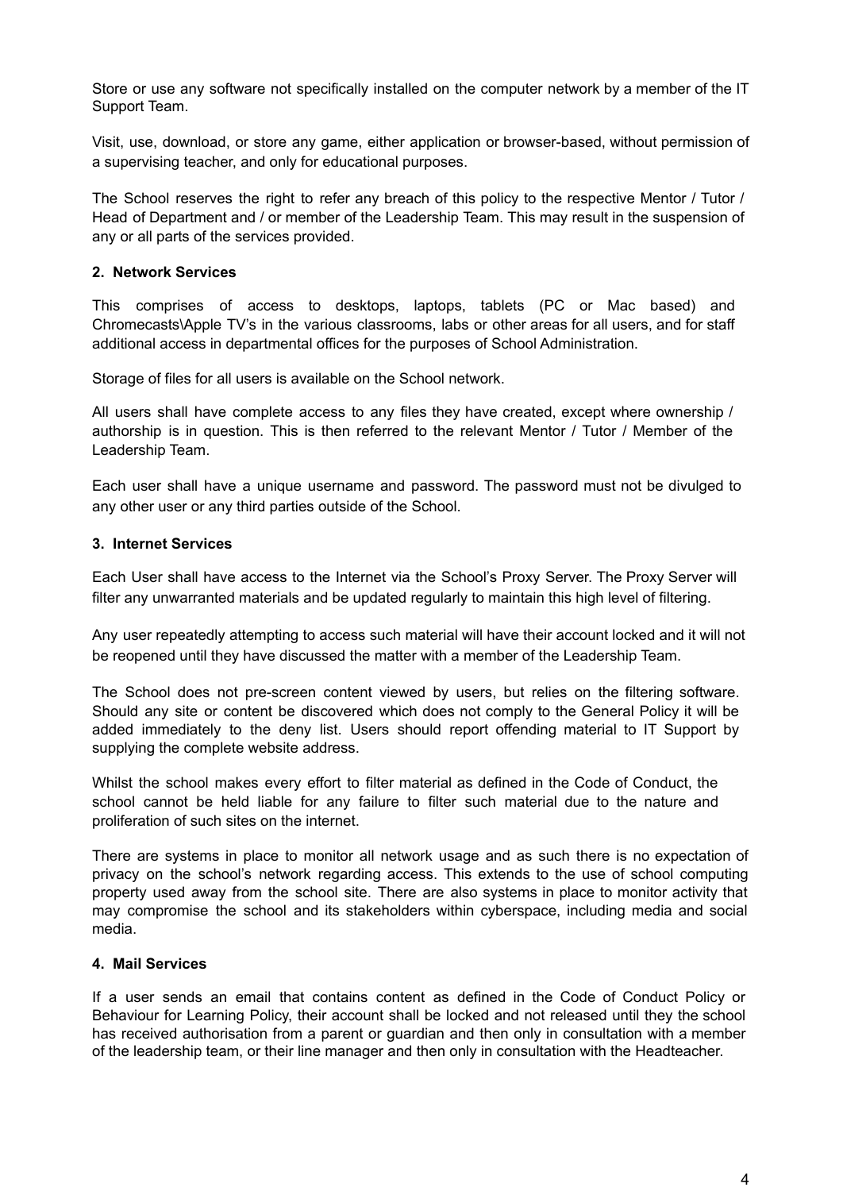Store or use any software not specifically installed on the computer network by a member of the IT Support Team.

Visit, use, download, or store any game, either application or browser-based, without permission of a supervising teacher, and only for educational purposes.

The School reserves the right to refer any breach of this policy to the respective Mentor / Tutor / Head of Department and / or member of the Leadership Team. This may result in the suspension of any or all parts of the services provided.

**2. Network Services**

This comprises of access to desktops, laptops, tablets (PC or Mac based) and Chromecasts\Apple TV's in the various classrooms, labs or other areas for all users, and for staff additional access in departmental offices for the purposes of School Administration.

Storage of files for all users is available on the School network.

All users shall have complete access to any files they have created, except where ownership / authorship is in question. This is then referred to the relevant Mentor / Tutor / Member of the Leadership Team.

Each user shall have a unique username and password. The password must not be divulged to any other user or any third parties outside of the School.

**3. Internet Services**

Each User shall have access to the Internet via the School's Proxy Server. The Proxy Server will filter any unwarranted materials and be updated regularly to maintain this high level of filtering.

Any user repeatedly attempting to access such material will have their account locked and it will not be reopened until they have discussed the matter with a member of the Leadership Team.

The School does not pre-screen content viewed by users, but relies on the filtering software. Should any site or content be discovered which does not comply to the General Policy it will be added immediately to the deny list. Users should report offending material to IT Support by supplying the complete website address.

Whilst the school makes every effort to filter material as defined in the Code of Conduct, the school cannot be held liable for any failure to filter such material due to the nature and proliferation of such sites on the internet.

There are systems in place to monitor all network usage and as such there is no expectation of privacy on the school's network regarding access. This extends to the use of school computing property used away from the school site. There are also systems in place to monitor activity that may compromise the school and its stakeholders within cyberspace, including media and social media.

**4. Mail Services**

If a user sends an email that contains content as defined in the Code of Conduct Policy or Behaviour for Learning Policy, their account shall be locked and not released until they the school has received authorisation from a parent or guardian and then only in consultation with a member of the leadership team, or their line manager and then only in consultation with the Headteacher.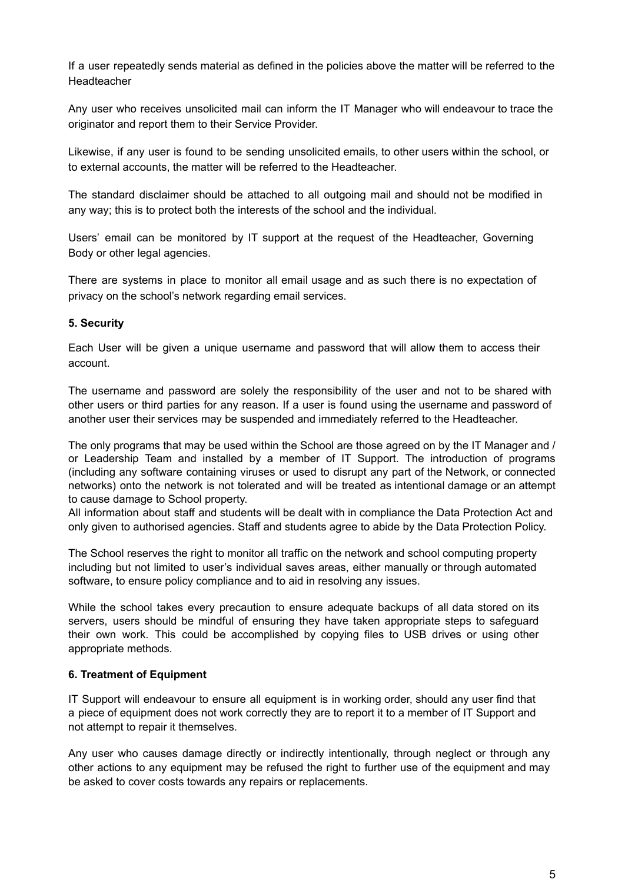If a user repeatedly sends material as defined in the policies above the matter will be referred to the Headteacher

Any user who receives unsolicited mail can inform the IT Manager who will endeavour to trace the originator and report them to their Service Provider.

Likewise, if any user is found to be sending unsolicited emails, to other users within the school, or to external accounts, the matter will be referred to the Headteacher.

The standard disclaimer should be attached to all outgoing mail and should not be modified in any way; this is to protect both the interests of the school and the individual.

Users' email can be monitored by IT support at the request of the Headteacher, Governing Body or other legal agencies.

There are systems in place to monitor all email usage and as such there is no expectation of privacy on the school's network regarding email services.

**5. Security**

Each User will be given a unique username and password that will allow them to access their account.

The username and password are solely the responsibility of the user and not to be shared with other users or third parties for any reason. If a user is found using the username and password of another user their services may be suspended and immediately referred to the Headteacher.

The only programs that may be used within the School are those agreed on by the IT Manager and / or Leadership Team and installed by a member of IT Support. The introduction of programs (including any software containing viruses or used to disrupt any part of the Network, or connected networks) onto the network is not tolerated and will be treated as intentional damage or an attempt to cause damage to School property.
All information about staff and students will be dealt with in compliance the Data Protection Act and only given to authorised agencies. Staff and students agree to abide by the Data Protection Policy.

The School reserves the right to monitor all traffic on the network and school computing property including but not limited to user's individual saves areas, either manually or through automated software, to ensure policy compliance and to aid in resolving any issues.

While the school takes every precaution to ensure adequate backups of all data stored on its servers, users should be mindful of ensuring they have taken appropriate steps to safeguard their own work. This could be accomplished by copying files to USB drives or using other appropriate methods.

**6. Treatment of Equipment**

IT Support will endeavour to ensure all equipment is in working order, should any user find that a piece of equipment does not work correctly they are to report it to a member of IT Support and not attempt to repair it themselves.

Any user who causes damage directly or indirectly intentionally, through neglect or through any other actions to any equipment may be refused the right to further use of the equipment and may be asked to cover costs towards any repairs or replacements.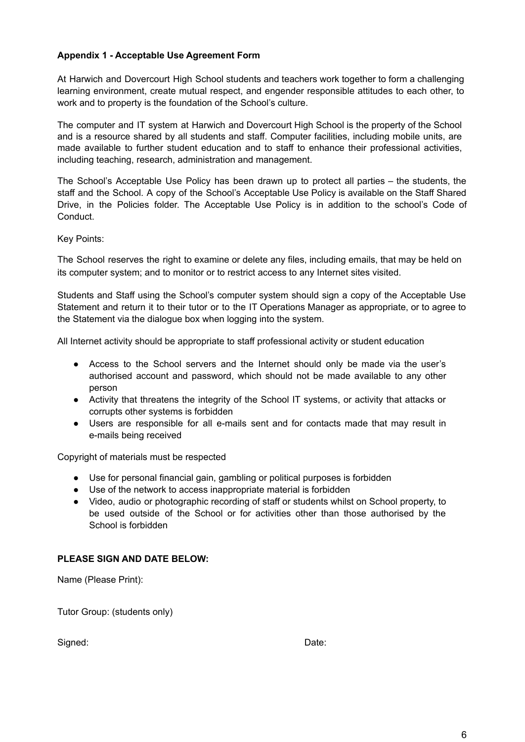**Appendix 1 - Acceptable Use Agreement Form**

At Harwich and Dovercourt High School students and teachers work together to form a challenging learning environment, create mutual respect, and engender responsible attitudes to each other, to work and to property is the foundation of the School's culture.

The computer and IT system at Harwich and Dovercourt High School is the property of the School and is a resource shared by all students and staff. Computer facilities, including mobile units, are made available to further student education and to staff to enhance their professional activities, including teaching, research, administration and management.

The School's Acceptable Use Policy has been drawn up to protect all parties – the students, the staff and the School. A copy of the School's Acceptable Use Policy is available on the Staff Shared Drive, in the Policies folder. The Acceptable Use Policy is in addition to the school's Code of Conduct.

Key Points:

The School reserves the right to examine or delete any files, including emails, that may be held on its computer system; and to monitor or to restrict access to any Internet sites visited.

Students and Staff using the School's computer system should sign a copy of the Acceptable Use Statement and return it to their tutor or to the IT Operations Manager as appropriate, or to agree to the Statement via the dialogue box when logging into the system.

All Internet activity should be appropriate to staff professional activity or student education

- Access to the School servers and the Internet should only be made via the user's authorised account and password, which should not be made available to any other person
- Activity that threatens the integrity of the School IT systems, or activity that attacks or corrupts other systems is forbidden
- Users are responsible for all e-mails sent and for contacts made that may result in e-mails being received

Copyright of materials must be respected

- Use for personal financial gain, gambling or political purposes is forbidden
- Use of the network to access inappropriate material is forbidden
- Video, audio or photographic recording of staff or students whilst on School property, to be used outside of the School or for activities other than those authorised by the School is forbidden

**PLEASE SIGN AND DATE BELOW:**

Name (Please Print):

Tutor Group: (students only)

Signed: Date: